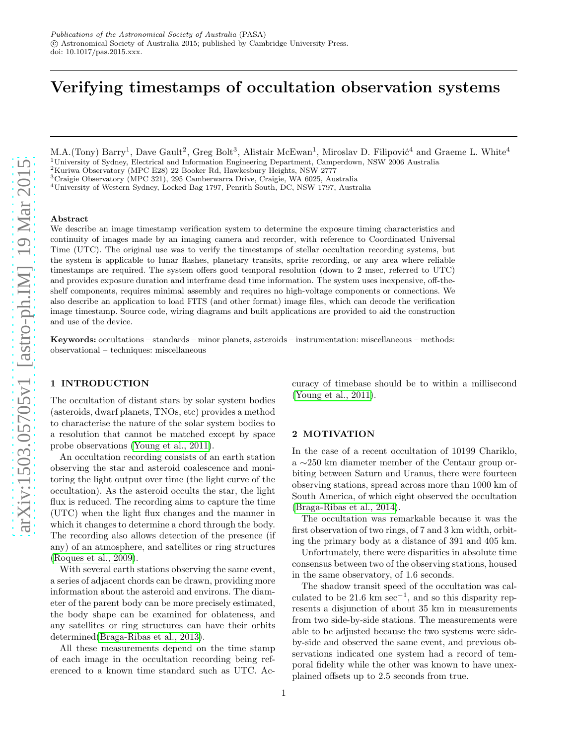*Publications of the Astronomical Society of Australia* (PASA)
© Astronomical Society of Australia 2015; published by Cambridge University Press.
doi: 10.1017/pas.2015.xxx.

# Verifying timestamps of occultation observation systems

M.A.(Tony) Barry[1], Dave Gault[2], Greg Bolt[3], Alistair McEwan[1], Miroslav D. Filipović[4] and Graeme L. White[4]

[1]University of Sydney, Electrical and Information Engineering Department, Camperdown, NSW 2006 Australia
[2]Kuriwa Observatory (MPC E28) 22 Booker Rd, Hawkesbury Heights, NSW 2777
[3]Craigie Observatory (MPC 321), 295 Camberwarra Drive, Craigie, WA 6025, Australia
[4]University of Western Sydney, Locked Bag 1797, Penrith South, DC, NSW 1797, Australia

### Abstract

We describe an image timestamp verification system to determine the exposure timing characteristics and continuity of images made by an imaging camera and recorder, with reference to Coordinated Universal Time (UTC). The original use was to verify the timestamps of stellar occultation recording systems, but the system is applicable to lunar flashes, planetary transits, sprite recording, or any area where reliable timestamps are required. The system offers good temporal resolution (down to 2 msec, referred to UTC) and provides exposure duration and interframe dead time information. The system uses inexpensive, off-the-shelf components, requires minimal assembly and requires no high-voltage components or connections. We also describe an application to load FITS (and other format) image files, which can decode the verification image timestamp. Source code, wiring diagrams and built applications are provided to aid the construction and use of the device.

**Keywords:** occultations – standards – minor planets, asteroids – instrumentation: miscellaneous – methods: observational – techniques: miscellaneous

## 1 INTRODUCTION

The occultation of distant stars by solar system bodies (asteroids, dwarf planets, TNOs, etc) provides a method to characterise the nature of the solar system bodies to a resolution that cannot be matched except by space probe observations (Young et al., 2011).

An occultation recording consists of an earth station observing the star and asteroid coalescence and monitoring the light output over time (the light curve of the occultation). As the asteroid occults the star, the light flux is reduced. The recording aims to capture the time (UTC) when the light flux changes and the manner in which it changes to determine a chord through the body. The recording also allows detection of the presence (if any) of an atmosphere, and satellites or ring structures (Roques et al., 2009).

With several earth stations observing the same event, a series of adjacent chords can be drawn, providing more information about the asteroid and environs. The diameter of the parent body can be more precisely estimated, the body shape can be examined for oblateness, and any satellites or ring structures can have their orbits determined(Braga-Ribas et al., 2013).

All these measurements depend on the time stamp of each image in the occultation recording being referenced to a known time standard such as UTC. Accuracy of timebase should be to within a millisecond (Young et al., 2011).

## 2 MOTIVATION

In the case of a recent occultation of 10199 Chariklo, a ∼250 km diameter member of the Centaur group orbiting between Saturn and Uranus, there were fourteen observing stations, spread across more than 1000 km of South America, of which eight observed the occultation (Braga-Ribas et al., 2014).

The occultation was remarkable because it was the first observation of two rings, of 7 and 3 km width, orbiting the primary body at a distance of 391 and 405 km.

Unfortunately, there were disparities in absolute time consensus between two of the observing stations, housed in the same observatory, of 1.6 seconds.

The shadow transit speed of the occultation was calculated to be 21.6 km sec$^{-1}$, and so this disparity represents a disjunction of about 35 km in measurements from two side-by-side stations. The measurements were able to be adjusted because the two systems were side-by-side and observed the same event, and previous observations indicated one system had a record of temporal fidelity while the other was known to have unexplained offsets up to 2.5 seconds from true.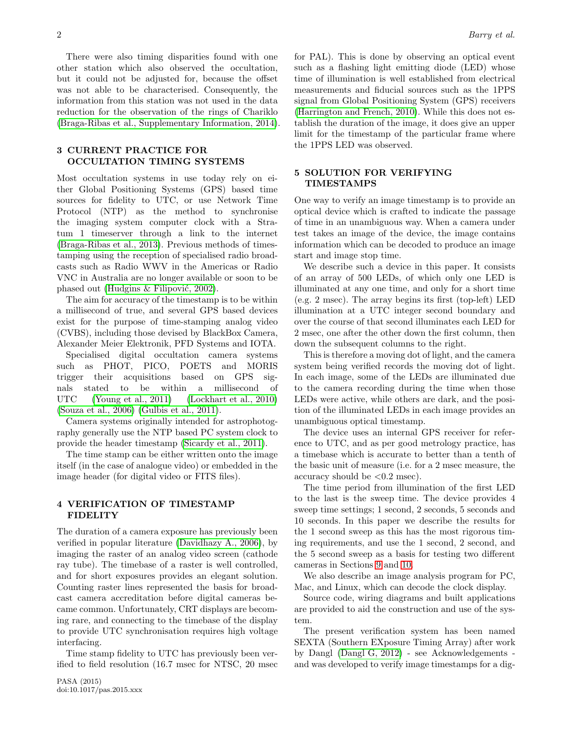There were also timing disparities found with one other station which also observed the occultation, but it could not be adjusted for, because the offset was not able to be characterised. Consequently, the information from this station was not used in the data reduction for the observation of the rings of Chariklo (Braga-Ribas et al., Supplementary Information, 2014).

## 3 CURRENT PRACTICE FOR OCCULTATION TIMING SYSTEMS

Most occultation systems in use today rely on either Global Positioning Systems (GPS) based time sources for fidelity to UTC, or use Network Time Protocol (NTP) as the method to synchronise the imaging system computer clock with a Stratum 1 timeserver through a link to the internet (Braga-Ribas et al., 2013). Previous methods of timestamping using the reception of specialised radio broadcasts such as Radio WWV in the Americas or Radio VNC in Australia are no longer available or soon to be phased out (Hudgins & Filipović, 2002).

The aim for accuracy of the timestamp is to be within a millisecond of true, and several GPS based devices exist for the purpose of time-stamping analog video (CVBS), including those devised by BlackBox Camera, Alexander Meier Elektronik, PFD Systems and IOTA.

Specialised digital occultation camera systems such as PHOT, PICO, POETS and MORIS trigger their acquisitions based on GPS signals stated to be within a millisecond of UTC (Young et al., 2011) (Lockhart et al., 2010) (Souza et al., 2006) (Gulbis et al., 2011).

Camera systems originally intended for astrophotography generally use the NTP based PC system clock to provide the header timestamp (Sicardy et al., 2011).

The time stamp can be either written onto the image itself (in the case of analogue video) or embedded in the image header (for digital video or FITS files).

## 4 VERIFICATION OF TIMESTAMP FIDELITY

The duration of a camera exposure has previously been verified in popular literature (Davidhazy A., 2006), by imaging the raster of an analog video screen (cathode ray tube). The timebase of a raster is well controlled, and for short exposures provides an elegant solution. Counting raster lines represented the basis for broadcast camera accreditation before digital cameras became common. Unfortunately, CRT displays are becoming rare, and connecting to the timebase of the display to provide UTC synchronisation requires high voltage interfacing.

Time stamp fidelity to UTC has previously been verified to field resolution (16.7 msec for NTSC, 20 msec for PAL). This is done by observing an optical event such as a flashing light emitting diode (LED) whose time of illumination is well established from electrical measurements and fiducial sources such as the 1PPS signal from Global Positioning System (GPS) receivers (Harrington and French, 2010). While this does not establish the duration of the image, it does give an upper limit for the timestamp of the particular frame where the 1PPS LED was observed.

## 5 SOLUTION FOR VERIFYING TIMESTAMPS

One way to verify an image timestamp is to provide an optical device which is crafted to indicate the passage of time in an unambiguous way. When a camera under test takes an image of the device, the image contains information which can be decoded to produce an image start and image stop time.

We describe such a device in this paper. It consists of an array of 500 LEDs, of which only one LED is illuminated at any one time, and only for a short time (e.g. 2 msec). The array begins its first (top-left) LED illumination at a UTC integer second boundary and over the course of that second illuminates each LED for 2 msec, one after the other down the first column, then down the subsequent columns to the right.

This is therefore a moving dot of light, and the camera system being verified records the moving dot of light. In each image, some of the LEDs are illuminated due to the camera recording during the time when those LEDs were active, while others are dark, and the position of the illuminated LEDs in each image provides an unambiguous optical timestamp.

The device uses an internal GPS receiver for reference to UTC, and as per good metrology practice, has a timebase which is accurate to better than a tenth of the basic unit of measure (i.e. for a 2 msec measure, the accuracy should be <0.2 msec).

The time period from illumination of the first LED to the last is the sweep time. The device provides 4 sweep time settings; 1 second, 2 seconds, 5 seconds and 10 seconds. In this paper we describe the results for the 1 second sweep as this has the most rigorous timing requirements, and use the 1 second, 2 second, and the 5 second sweep as a basis for testing two different cameras in Sections 9 and 10.

We also describe an image analysis program for PC, Mac, and Linux, which can decode the clock display.

Source code, wiring diagrams and built applications are provided to aid the construction and use of the system.

The present verification system has been named SEXTA (Southern EXposure Timing Array) after work by Dangl (Dangl G, 2012) - see Acknowledgements - and was developed to verify image timestamps for a dig-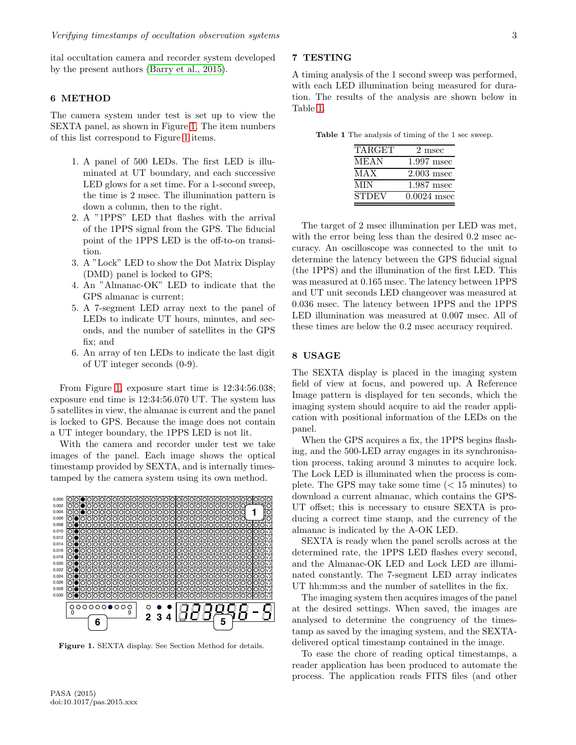ital occultation camera and recorder system developed by the present authors (Barry et al., 2015).

## 6 METHOD

The camera system under test is set up to view the SEXTA panel, as shown in Figure 1. The item numbers of this list correspond to Figure 1 items.

1. A panel of 500 LEDs. The first LED is illuminated at UT boundary, and each successive LED glows for a set time. For a 1-second sweep, the time is 2 msec. The illumination pattern is down a column, then to the right.
2. A "1PPS" LED that flashes with the arrival of the 1PPS signal from the GPS. The fiducial point of the 1PPS LED is the off-to-on transition.
3. A "Lock" LED to show the Dot Matrix Display (DMD) panel is locked to GPS;
4. An "Almanac-OK" LED to indicate that the GPS almanac is current;
5. A 7-segment LED array next to the panel of LEDs to indicate UT hours, minutes, and seconds, and the number of satellites in the GPS fix; and
6. An array of ten LEDs to indicate the last digit of UT integer seconds (0-9).

From Figure 1, exposure start time is 12:34:56.038; exposure end time is 12:34:56.070 UT. The system has 5 satellites in view, the almanac is current and the panel is locked to GPS. Because the image does not contain a UT integer boundary, the 1PPS LED is not lit.

With the camera and recorder under test we take images of the panel. Each image shows the optical timestamp provided by SEXTA, and is internally timestamped by the camera system using its own method.

**Figure 1.** SEXTA display. See Section Method for details.

## 7 TESTING

A timing analysis of the 1 second sweep was performed, with each LED illumination being measured for duration. The results of the analysis are shown below in Table 1.

**Table 1** The analysis of timing of the 1 sec sweep.

| TARGET | 2 msec |
|---|---|
| MEAN | 1.997 msec |
| MAX | 2.003 msec |
| MIN | 1.987 msec |
| STDEV | 0.0024 msec |

The target of 2 msec illumination per LED was met, with the error being less than the desired 0.2 msec accuracy. An oscilloscope was connected to the unit to determine the latency between the GPS fiducial signal (the 1PPS) and the illumination of the first LED. This was measured at 0.165 msec. The latency between 1PPS and UT unit seconds LED changeover was measured at 0.036 msec. The latency between 1PPS and the 1PPS LED illumination was measured at 0.007 msec. All of these times are below the 0.2 msec accuracy required.

## 8 USAGE

The SEXTA display is placed in the imaging system field of view at focus, and powered up. A Reference Image pattern is displayed for ten seconds, which the imaging system should acquire to aid the reader application with positional information of the LEDs on the panel.

When the GPS acquires a fix, the 1PPS begins flashing, and the 500-LED array engages in its synchronisation process, taking around 3 minutes to acquire lock. The Lock LED is illuminated when the process is complete. The GPS may take some time (< 15 minutes) to download a current almanac, which contains the GPS-UT offset; this is necessary to ensure SEXTA is producing a correct time stamp, and the currency of the almanac is indicated by the A-OK LED.

SEXTA is ready when the panel scrolls across at the determined rate, the 1PPS LED flashes every second, and the Almanac-OK LED and Lock LED are illuminated constantly. The 7-segment LED array indicates UT hh:mm:ss and the number of satellites in the fix.

The imaging system then acquires images of the panel at the desired settings. When saved, the images are analysed to determine the congruency of the timestamp as saved by the imaging system, and the SEXTA-delivered optical timestamp contained in the image.

To ease the chore of reading optical timestamps, a reader application has been produced to automate the process. The application reads FITS files (and other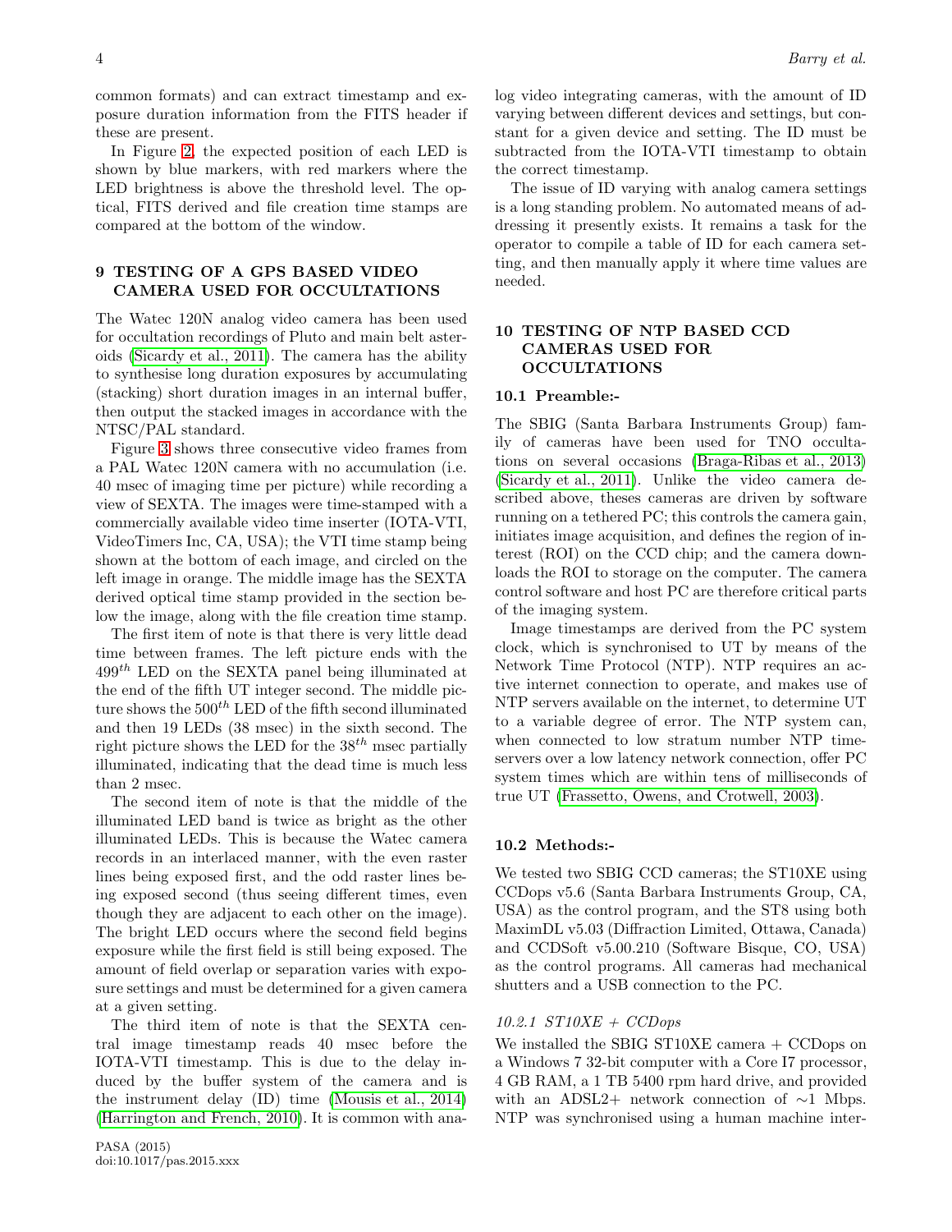common formats) and can extract timestamp and exposure duration information from the FITS header if these are present.

In Figure 2, the expected position of each LED is shown by blue markers, with red markers where the LED brightness is above the threshold level. The optical, FITS derived and file creation time stamps are compared at the bottom of the window.

## 9 TESTING OF A GPS BASED VIDEO CAMERA USED FOR OCCULTATIONS

The Watec 120N analog video camera has been used for occultation recordings of Pluto and main belt asteroids (Sicardy et al., 2011). The camera has the ability to synthesise long duration exposures by accumulating (stacking) short duration images in an internal buffer, then output the stacked images in accordance with the NTSC/PAL standard.

Figure 3 shows three consecutive video frames from a PAL Watec 120N camera with no accumulation (i.e. 40 msec of imaging time per picture) while recording a view of SEXTA. The images were time-stamped with a commercially available video time inserter (IOTA-VTI, VideoTimers Inc, CA, USA); the VTI time stamp being shown at the bottom of each image, and circled on the left image in orange. The middle image has the SEXTA derived optical time stamp provided in the section below the image, along with the file creation time stamp.

The first item of note is that there is very little dead time between frames. The left picture ends with the $499^{th}$ LED on the SEXTA panel being illuminated at the end of the fifth UT integer second. The middle picture shows the $500^{th}$ LED of the fifth second illuminated and then 19 LEDs (38 msec) in the sixth second. The right picture shows the LED for the $38^{th}$ msec partially illuminated, indicating that the dead time is much less than 2 msec.

The second item of note is that the middle of the illuminated LED band is twice as bright as the other illuminated LEDs. This is because the Watec camera records in an interlaced manner, with the even raster lines being exposed first, and the odd raster lines being exposed second (thus seeing different times, even though they are adjacent to each other on the image). The bright LED occurs where the second field begins exposure while the first field is still being exposed. The amount of field overlap or separation varies with exposure settings and must be determined for a given camera at a given setting.

The third item of note is that the SEXTA central image timestamp reads 40 msec before the IOTA-VTI timestamp. This is due to the delay induced by the buffer system of the camera and is the instrument delay (ID) time (Mousis et al., 2014) (Harrington and French, 2010). It is common with analog video integrating cameras, with the amount of ID varying between different devices and settings, but constant for a given device and setting. The ID must be subtracted from the IOTA-VTI timestamp to obtain the correct timestamp.

The issue of ID varying with analog camera settings is a long standing problem. No automated means of addressing it presently exists. It remains a task for the operator to compile a table of ID for each camera setting, and then manually apply it where time values are needed.

## 10 TESTING OF NTP BASED CCD CAMERAS USED FOR OCCULTATIONS

### 10.1 Preamble:-

The SBIG (Santa Barbara Instruments Group) family of cameras have been used for TNO occultations on several occasions (Braga-Ribas et al., 2013) (Sicardy et al., 2011). Unlike the video camera described above, theses cameras are driven by software running on a tethered PC; this controls the camera gain, initiates image acquisition, and defines the region of interest (ROI) on the CCD chip; and the camera downloads the ROI to storage on the computer. The camera control software and host PC are therefore critical parts of the imaging system.

Image timestamps are derived from the PC system clock, which is synchronised to UT by means of the Network Time Protocol (NTP). NTP requires an active internet connection to operate, and makes use of NTP servers available on the internet, to determine UT to a variable degree of error. The NTP system can, when connected to low stratum number NTP timeservers over a low latency network connection, offer PC system times which are within tens of milliseconds of true UT (Frassetto, Owens, and Crotwell, 2003).

### 10.2 Methods:-

We tested two SBIG CCD cameras; the ST10XE using CCDops v5.6 (Santa Barbara Instruments Group, CA, USA) as the control program, and the ST8 using both MaximDL v5.03 (Diffraction Limited, Ottawa, Canada) and CCDSoft v5.00.210 (Software Bisque, CO, USA) as the control programs. All cameras had mechanical shutters and a USB connection to the PC.

#### *10.2.1 ST10XE + CCDops*

We installed the SBIG ST10XE camera + CCDops on a Windows 7 32-bit computer with a Core I7 processor, 4 GB RAM, a 1 TB 5400 rpm hard drive, and provided with an ADSL2+ network connection of ∼1 Mbps. NTP was synchronised using a human machine inter-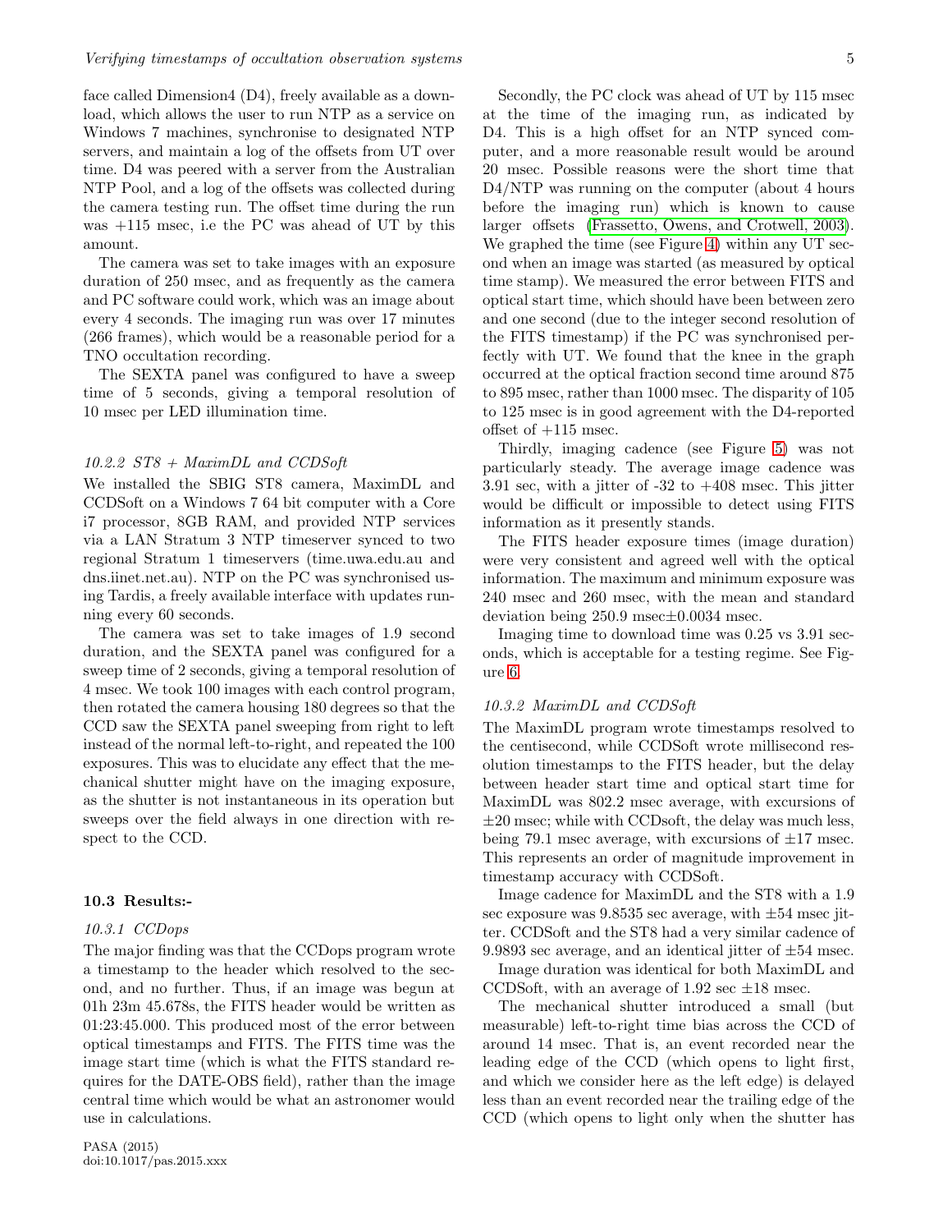face called Dimension4 (D4), freely available as a download, which allows the user to run NTP as a service on Windows 7 machines, synchronise to designated NTP servers, and maintain a log of the offsets from UT over time. D4 was peered with a server from the Australian NTP Pool, and a log of the offsets was collected during the camera testing run. The offset time during the run was +115 msec, i.e the PC was ahead of UT by this amount.

The camera was set to take images with an exposure duration of 250 msec, and as frequently as the camera and PC software could work, which was an image about every 4 seconds. The imaging run was over 17 minutes (266 frames), which would be a reasonable period for a TNO occultation recording.

The SEXTA panel was configured to have a sweep time of 5 seconds, giving a temporal resolution of 10 msec per LED illumination time.

### *10.2.2 ST8 + MaximDL and CCDSoft*

We installed the SBIG ST8 camera, MaximDL and CCDSoft on a Windows 7 64 bit computer with a Core i7 processor, 8GB RAM, and provided NTP services via a LAN Stratum 3 NTP timeserver synced to two regional Stratum 1 timeservers (time.uwa.edu.au and dns.iinet.net.au). NTP on the PC was synchronised using Tardis, a freely available interface with updates running every 60 seconds.

The camera was set to take images of 1.9 second duration, and the SEXTA panel was configured for a sweep time of 2 seconds, giving a temporal resolution of 4 msec. We took 100 images with each control program, then rotated the camera housing 180 degrees so that the CCD saw the SEXTA panel sweeping from right to left instead of the normal left-to-right, and repeated the 100 exposures. This was to elucidate any effect that the mechanical shutter might have on the imaging exposure, as the shutter is not instantaneous in its operation but sweeps over the field always in one direction with respect to the CCD.

## 10.3 Results:-

### *10.3.1 CCDops*

The major finding was that the CCDops program wrote a timestamp to the header which resolved to the second, and no further. Thus, if an image was begun at 01h 23m 45.678s, the FITS header would be written as 01:23:45.000. This produced most of the error between optical timestamps and FITS. The FITS time was the image start time (which is what the FITS standard requires for the DATE-OBS field), rather than the image central time which would be what an astronomer would use in calculations.

Secondly, the PC clock was ahead of UT by 115 msec at the time of the imaging run, as indicated by D4. This is a high offset for an NTP synced computer, and a more reasonable result would be around 20 msec. Possible reasons were the short time that D4/NTP was running on the computer (about 4 hours before the imaging run) which is known to cause larger offsets (Frassetto, Owens, and Crotwell, 2003). We graphed the time (see Figure 4) within any UT second when an image was started (as measured by optical time stamp). We measured the error between FITS and optical start time, which should have been between zero and one second (due to the integer second resolution of the FITS timestamp) if the PC was synchronised perfectly with UT. We found that the knee in the graph occurred at the optical fraction second time around 875 to 895 msec, rather than 1000 msec. The disparity of 105 to 125 msec is in good agreement with the D4-reported offset of +115 msec.

Thirdly, imaging cadence (see Figure 5) was not particularly steady. The average image cadence was 3.91 sec, with a jitter of -32 to +408 msec. This jitter would be difficult or impossible to detect using FITS information as it presently stands.

The FITS header exposure times (image duration) were very consistent and agreed well with the optical information. The maximum and minimum exposure was 240 msec and 260 msec, with the mean and standard deviation being 250.9 msec$\pm$0.0034 msec.

Imaging time to download time was 0.25 vs 3.91 seconds, which is acceptable for a testing regime. See Figure 6.

### *10.3.2 MaximDL and CCDSoft*

The MaximDL program wrote timestamps resolved to the centisecond, while CCDSoft wrote millisecond resolution timestamps to the FITS header, but the delay between header start time and optical start time for MaximDL was 802.2 msec average, with excursions of $\pm$20 msec; while with CCDsoft, the delay was much less, being 79.1 msec average, with excursions of $\pm$17 msec. This represents an order of magnitude improvement in timestamp accuracy with CCDSoft.

Image cadence for MaximDL and the ST8 with a 1.9 sec exposure was 9.8535 sec average, with $\pm$54 msec jitter. CCDSoft and the ST8 had a very similar cadence of 9.9893 sec average, and an identical jitter of $\pm$54 msec.

Image duration was identical for both MaximDL and CCDSoft, with an average of 1.92 sec $\pm$18 msec.

The mechanical shutter introduced a small (but measurable) left-to-right time bias across the CCD of around 14 msec. That is, an event recorded near the leading edge of the CCD (which opens to light first, and which we consider here as the left edge) is delayed less than an event recorded near the trailing edge of the CCD (which opens to light only when the shutter has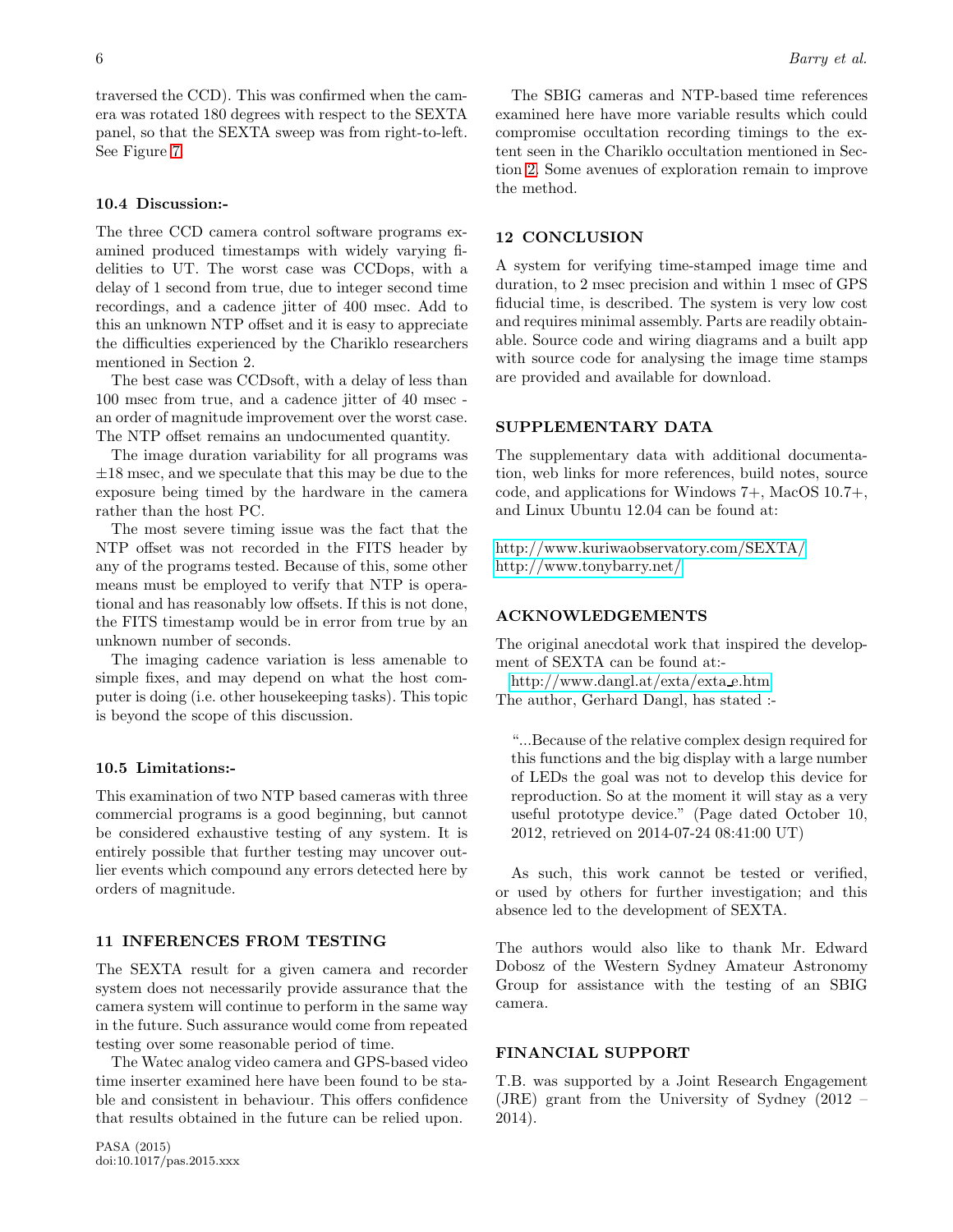traversed the CCD). This was confirmed when the camera was rotated 180 degrees with respect to the SEXTA panel, so that the SEXTA sweep was from right-to-left. See Figure 7.

### 10.4 Discussion:-

The three CCD camera control software programs examined produced timestamps with widely varying fidelities to UT. The worst case was CCDops, with a delay of 1 second from true, due to integer second time recordings, and a cadence jitter of 400 msec. Add to this an unknown NTP offset and it is easy to appreciate the difficulties experienced by the Chariklo researchers mentioned in Section 2.

The best case was CCDsoft, with a delay of less than 100 msec from true, and a cadence jitter of 40 msec - an order of magnitude improvement over the worst case. The NTP offset remains an undocumented quantity.

The image duration variability for all programs was $\pm 18$ msec, and we speculate that this may be due to the exposure being timed by the hardware in the camera rather than the host PC.

The most severe timing issue was the fact that the NTP offset was not recorded in the FITS header by any of the programs tested. Because of this, some other means must be employed to verify that NTP is operational and has reasonably low offsets. If this is not done, the FITS timestamp would be in error from true by an unknown number of seconds.

The imaging cadence variation is less amenable to simple fixes, and may depend on what the host computer is doing (i.e. other housekeeping tasks). This topic is beyond the scope of this discussion.

### 10.5 Limitations:-

This examination of two NTP based cameras with three commercial programs is a good beginning, but cannot be considered exhaustive testing of any system. It is entirely possible that further testing may uncover outlier events which compound any errors detected here by orders of magnitude.

## 11 INFERENCES FROM TESTING

The SEXTA result for a given camera and recorder system does not necessarily provide assurance that the camera system will continue to perform in the same way in the future. Such assurance would come from repeated testing over some reasonable period of time.

The Watec analog video camera and GPS-based video time inserter examined here have been found to be stable and consistent in behaviour. This offers confidence that results obtained in the future can be relied upon.

The SBIG cameras and NTP-based time references examined here have more variable results which could compromise occultation recording timings to the extent seen in the Chariklo occultation mentioned in Section 2. Some avenues of exploration remain to improve the method.

## 12 CONCLUSION

A system for verifying time-stamped image time and duration, to 2 msec precision and within 1 msec of GPS fiducial time, is described. The system is very low cost and requires minimal assembly. Parts are readily obtainable. Source code and wiring diagrams and a built app with source code for analysing the image time stamps are provided and available for download.

## SUPPLEMENTARY DATA

The supplementary data with additional documentation, web links for more references, build notes, source code, and applications for Windows 7+, MacOS 10.7+, and Linux Ubuntu 12.04 can be found at:

http://www.kuriwaobservatory.com/SEXTA/
http://www.tonybarry.net/

## ACKNOWLEDGEMENTS

The original anecdotal work that inspired the development of SEXTA can be found at:-
http://www.dangl.at/exta/exta_e.htm
The author, Gerhard Dangl, has stated :-

> "...Because of the relative complex design required for this functions and the big display with a large number of LEDs the goal was not to develop this device for reproduction. So at the moment it will stay as a very useful prototype device." (Page dated October 10, 2012, retrieved on 2014-07-24 08:41:00 UT)

As such, this work cannot be tested or verified, or used by others for further investigation; and this absence led to the development of SEXTA.

The authors would also like to thank Mr. Edward Dobosz of the Western Sydney Amateur Astronomy Group for assistance with the testing of an SBIG camera.

## FINANCIAL SUPPORT

T.B. was supported by a Joint Research Engagement (JRE) grant from the University of Sydney (2012 – 2014).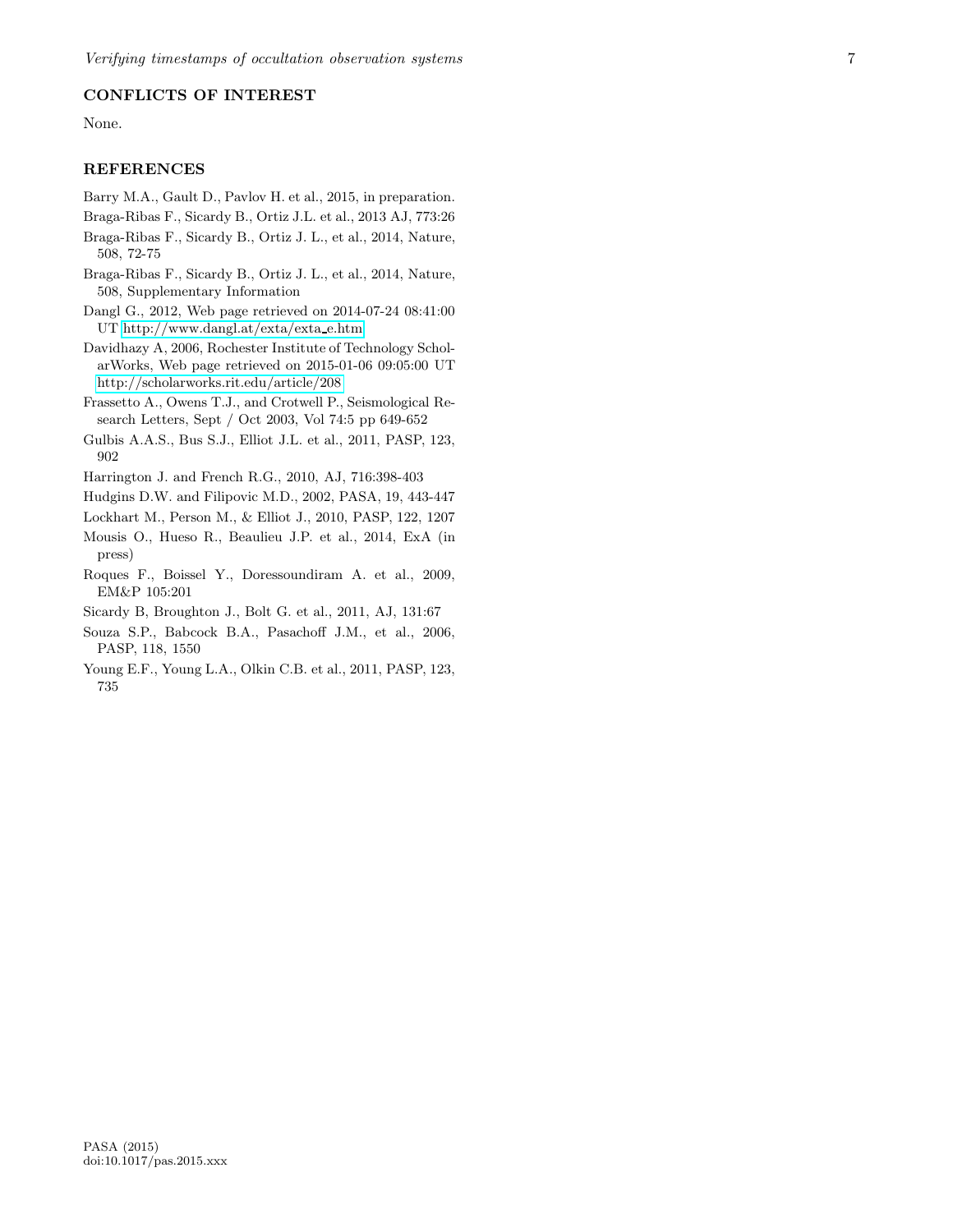## CONFLICTS OF INTEREST

None.

## REFERENCES

Barry M.A., Gault D., Pavlov H. et al., 2015, in preparation.

Braga-Ribas F., Sicardy B., Ortiz J.L. et al., 2013 AJ, 773:26

Braga-Ribas F., Sicardy B., Ortiz J. L., et al., 2014, Nature, 508, 72-75

Braga-Ribas F., Sicardy B., Ortiz J. L., et al., 2014, Nature, 508, Supplementary Information

Dangl G., 2012, Web page retrieved on 2014-07-24 08:41:00 UT http://www.dangl.at/exta/exta_e.htm

Davidhazy A, 2006, Rochester Institute of Technology ScholarWorks, Web page retrieved on 2015-01-06 09:05:00 UT http://scholarworks.rit.edu/article/208

Frassetto A., Owens T.J., and Crotwell P., Seismological Research Letters, Sept / Oct 2003, Vol 74:5 pp 649-652

Gulbis A.A.S., Bus S.J., Elliot J.L. et al., 2011, PASP, 123, 902

Harrington J. and French R.G., 2010, AJ, 716:398-403

Hudgins D.W. and Filipovic M.D., 2002, PASA, 19, 443-447

Lockhart M., Person M., & Elliot J., 2010, PASP, 122, 1207

Mousis O., Hueso R., Beaulieu J.P. et al., 2014, ExA (in press)

Roques F., Boissel Y., Doressoundiram A. et al., 2009, EM&P 105:201

Sicardy B, Broughton J., Bolt G. et al., 2011, AJ, 131:67

Souza S.P., Babcock B.A., Pasachoff J.M., et al., 2006, PASP, 118, 1550

Young E.F., Young L.A., Olkin C.B. et al., 2011, PASP, 123, 735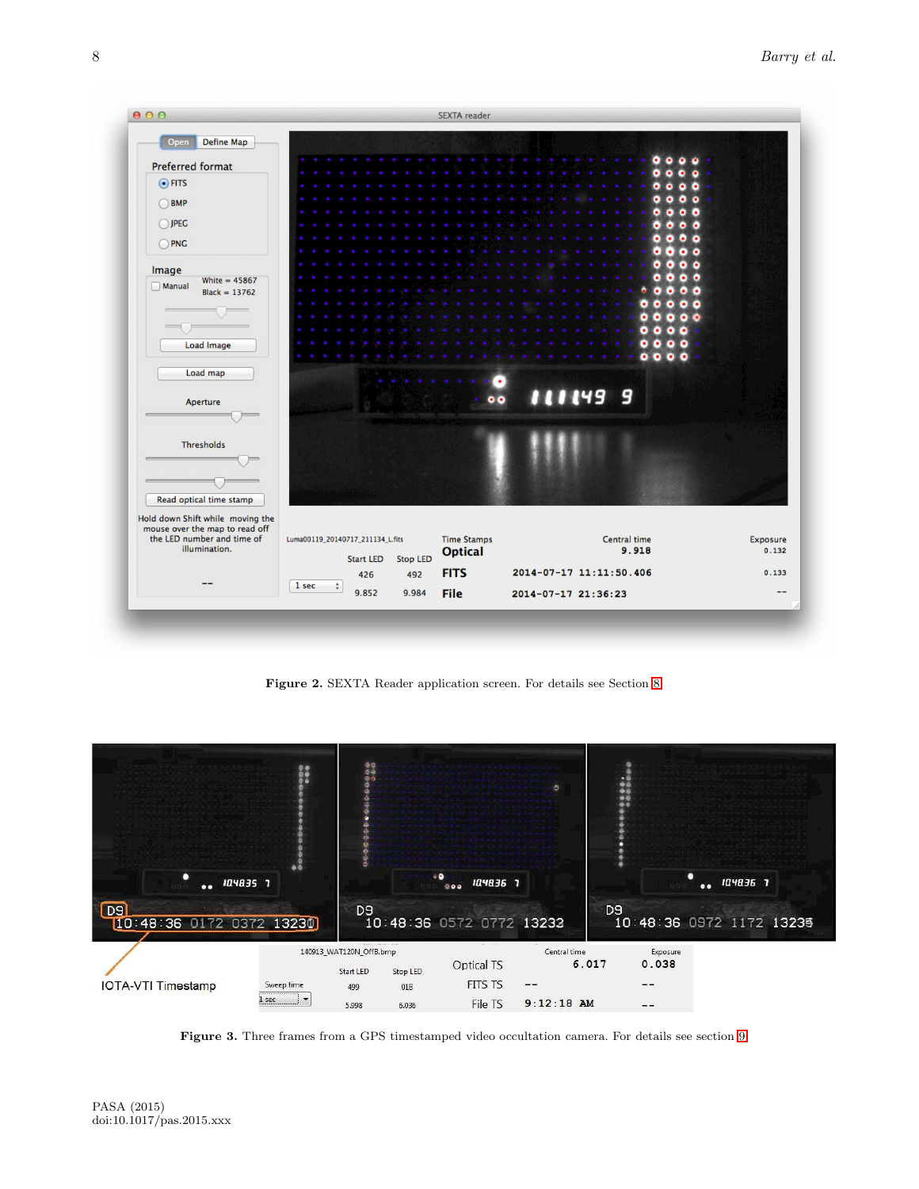**Figure 2.** SEXTA Reader application screen. For details see Section 8

**Figure 3.** Three frames from a GPS timestamped video occultation camera. For details see section 9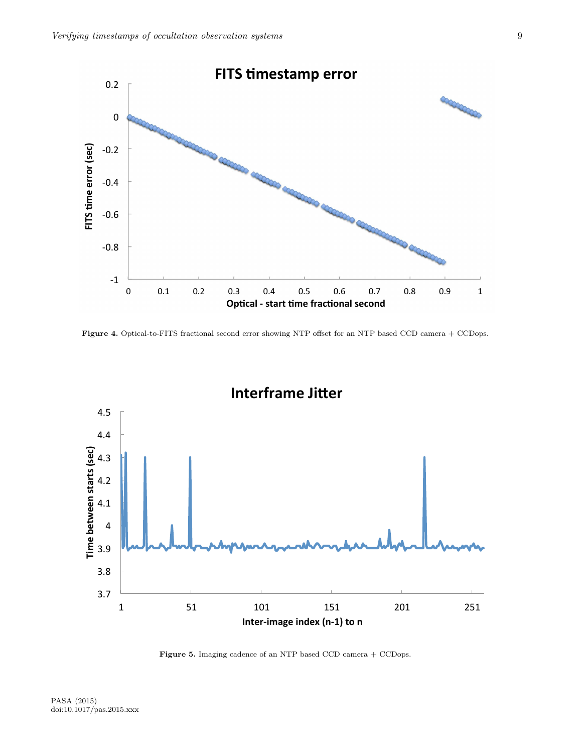**Figure 4.** Optical-to-FITS fractional second error showing NTP offset for an NTP based CCD camera + CCDops.

**Figure 5.** Imaging cadence of an NTP based CCD camera + CCDops.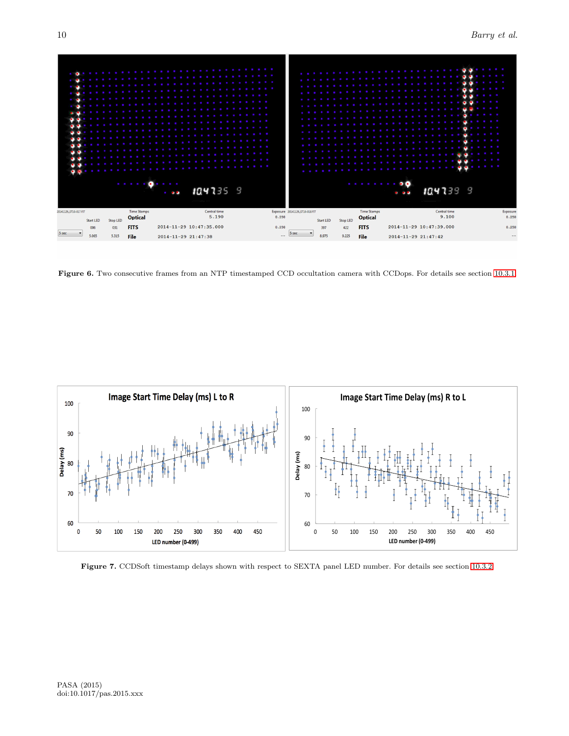20141129_ST10-017.FIT

Time Stamps

Central time

Exposure

Start LED

Stop LED

Optical

5.190

0.250

5 sec

006

031

FITS

2014-11-29 10:47:35.000

0.250

5.065

5.315

File

2014-11-29 21:47:38

--

20141129_ST10-018.FIT

Time Stamps

Central time

Exposure

Start LED

Stop LED

Optical

9.100

0.250

5 sec

397

422

FITS

2014-11-29 10:47:39.000

0.250

8.975

9.225

File

2014-11-29 21:47:42

--

**Figure 6.** Two consecutive frames from an NTP timestamped CCD occultation camera with CCDops. For details see section 10.3.1

Image Start Time Delay (ms) L to R

Delay (ms)

100

90

80

70

60

0 50 100 150 200 250 300 350 400 450

LED number (0-499)

Image Start Time Delay (ms) R to L

Delay (ms)

100

90

80

70

60

0 50 100 150 200 250 300 350 400 450

LED number (0-499)

**Figure 7.** CCDSoft timestamp delays shown with respect to SEXTA panel LED number. For details see section 10.3.2